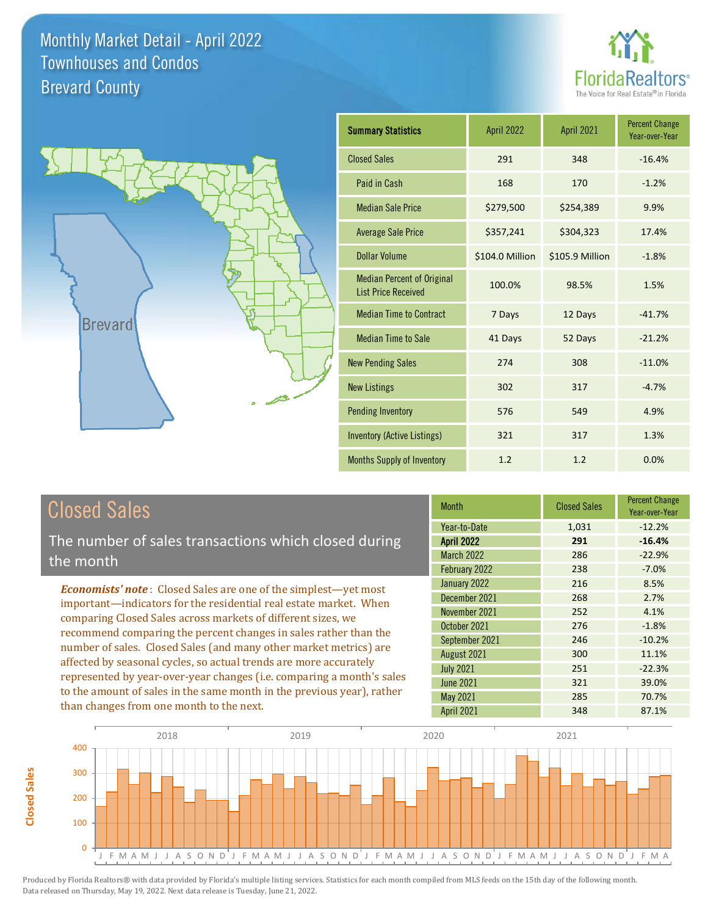# Monthly Market Detail - April 2022
## Townhouses and Condos
## Brevard County

FloridaRealtors® The Voice for Real Estate® in Florida

Brevard

| Summary Statistics | April 2022 | April 2021 | Percent Change Year-over-Year |
|---|---|---|---|
| Closed Sales | 291 | 348 | -16.4% |
| Paid in Cash | 168 | 170 | -1.2% |
| Median Sale Price | $279,500 | $254,389 | 9.9% |
| Average Sale Price | $357,241 | $304,323 | 17.4% |
| Dollar Volume | $104.0 Million | $105.9 Million | -1.8% |
| Median Percent of Original List Price Received | 100.0% | 98.5% | 1.5% |
| Median Time to Contract | 7 Days | 12 Days | -41.7% |
| Median Time to Sale | 41 Days | 52 Days | -21.2% |
| New Pending Sales | 274 | 308 | -11.0% |
| New Listings | 302 | 317 | -4.7% |
| Pending Inventory | 576 | 549 | 4.9% |
| Inventory (Active Listings) | 321 | 317 | 1.3% |
| Months Supply of Inventory | 1.2 | 1.2 | 0.0% |

## Closed Sales

The number of sales transactions which closed during the month

*Economists' note*: Closed Sales are one of the simplest—yet most important—indicators for the residential real estate market. When comparing Closed Sales across markets of different sizes, we recommend comparing the percent changes in sales rather than the number of sales. Closed Sales (and many other market metrics) are affected by seasonal cycles, so actual trends are more accurately represented by year-over-year changes (i.e. comparing a month's sales to the amount of sales in the same month in the previous year), rather than changes from one month to the next.

| Month | Closed Sales | Percent Change Year-over-Year |
|---|---|---|
| Year-to-Date | 1,031 | -12.2% |
| **April 2022** | **291** | **-16.4%** |
| March 2022 | 286 | -22.9% |
| February 2022 | 238 | -7.0% |
| January 2022 | 216 | 8.5% |
| December 2021 | 268 | 2.7% |
| November 2021 | 252 | 4.1% |
| October 2021 | 276 | -1.8% |
| September 2021 | 246 | -10.2% |
| August 2021 | 300 | 11.1% |
| July 2021 | 251 | -22.3% |
| June 2021 | 321 | 39.0% |
| May 2021 | 285 | 70.7% |
| April 2021 | 348 | 87.1% |

Produced by Florida Realtors® with data provided by Florida's multiple listing services. Statistics for each month compiled from MLS feeds on the 15th day of the following month. Data released on Thursday, May 19, 2022. Next data release is Tuesday, June 21, 2022.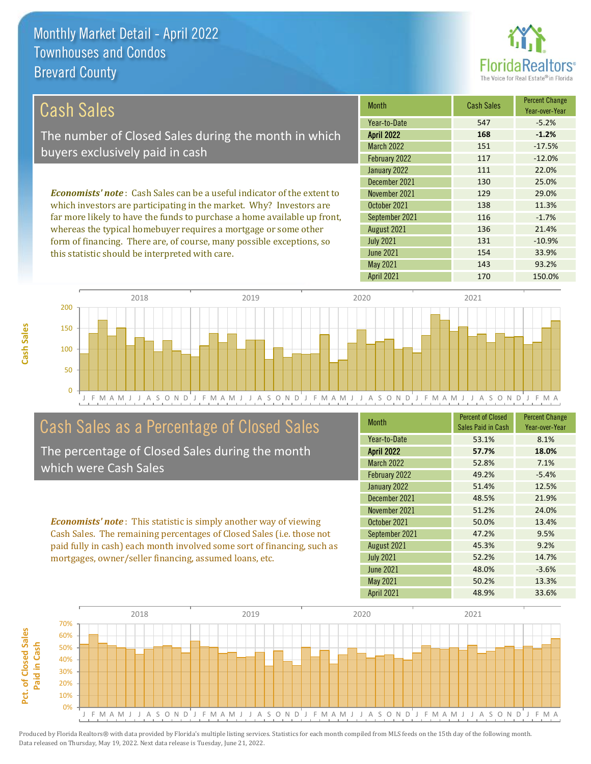# Monthly Market Detail - April 2022
## Townhouses and Condos
## Brevard County

## Cash Sales

The number of Closed Sales during the month in which buyers exclusively paid in cash

*Economists' note*: Cash Sales can be a useful indicator of the extent to which investors are participating in the market. Why? Investors are far more likely to have the funds to purchase a home available up front, whereas the typical homebuyer requires a mortgage or some other form of financing. There are, of course, many possible exceptions, so this statistic should be interpreted with care.

| Month | Cash Sales | Percent Change Year-over-Year |
|---|---|---|
| Year-to-Date | 547 | -5.2% |
| **April 2022** | **168** | **-1.2%** |
| March 2022 | 151 | -17.5% |
| February 2022 | 117 | -12.0% |
| January 2022 | 111 | 22.0% |
| December 2021 | 130 | 25.0% |
| November 2021 | 129 | 29.0% |
| October 2021 | 138 | 11.3% |
| September 2021 | 116 | -1.7% |
| August 2021 | 136 | 21.4% |
| July 2021 | 131 | -10.9% |
| June 2021 | 154 | 33.9% |
| May 2021 | 143 | 93.2% |
| April 2021 | 170 | 150.0% |

## Cash Sales as a Percentage of Closed Sales

The percentage of Closed Sales during the month which were Cash Sales

*Economists' note*: This statistic is simply another way of viewing Cash Sales. The remaining percentages of Closed Sales (i.e. those not paid fully in cash) each month involved some sort of financing, such as mortgages, owner/seller financing, assumed loans, etc.

| Month | Percent of Closed Sales Paid in Cash | Percent Change Year-over-Year |
|---|---|---|
| Year-to-Date | 53.1% | 8.1% |
| **April 2022** | **57.7%** | **18.0%** |
| March 2022 | 52.8% | 7.1% |
| February 2022 | 49.2% | -5.4% |
| January 2022 | 51.4% | 12.5% |
| December 2021 | 48.5% | 21.9% |
| November 2021 | 51.2% | 24.0% |
| October 2021 | 50.0% | 13.4% |
| September 2021 | 47.2% | 9.5% |
| August 2021 | 45.3% | 9.2% |
| July 2021 | 52.2% | 14.7% |
| June 2021 | 48.0% | -3.6% |
| May 2021 | 50.2% | 13.3% |
| April 2021 | 48.9% | 33.6% |

Produced by Florida Realtors® with data provided by Florida's multiple listing services. Statistics for each month compiled from MLS feeds on the 15th day of the following month. Data released on Thursday, May 19, 2022. Next data release is Tuesday, June 21, 2022.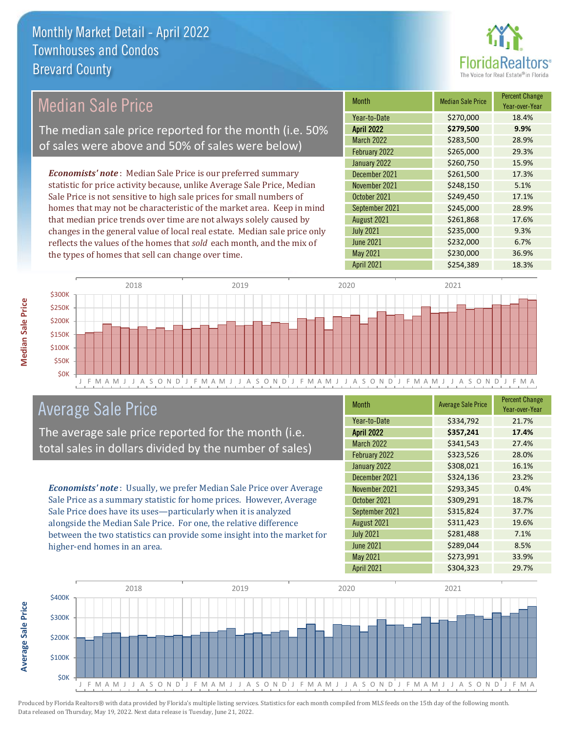# Monthly Market Detail - April 2022
## Townhouses and Condos
## Brevard County

## Median Sale Price

The median sale price reported for the month (i.e. 50% of sales were above and 50% of sales were below)

*Economists' note*: Median Sale Price is our preferred summary statistic for price activity because, unlike Average Sale Price, Median Sale Price is not sensitive to high sale prices for small numbers of homes that may not be characteristic of the market area. Keep in mind that median price trends over time are not always solely caused by changes in the general value of local real estate. Median sale price only reflects the values of the homes that *sold* each month, and the mix of the types of homes that sell can change over time.

| Month | Median Sale Price | Percent Change Year-over-Year |
|---|---|---|
| Year-to-Date | $270,000 | 18.4% |
| **April 2022** | **$279,500** | **9.9%** |
| March 2022 | $283,500 | 28.9% |
| February 2022 | $265,000 | 29.3% |
| January 2022 | $260,750 | 15.9% |
| December 2021 | $261,500 | 17.3% |
| November 2021 | $248,150 | 5.1% |
| October 2021 | $249,450 | 17.1% |
| September 2021 | $245,000 | 28.9% |
| August 2021 | $261,868 | 17.6% |
| July 2021 | $235,000 | 9.3% |
| June 2021 | $232,000 | 6.7% |
| May 2021 | $230,000 | 36.9% |
| April 2021 | $254,389 | 18.3% |

## Average Sale Price

The average sale price reported for the month (i.e. total sales in dollars divided by the number of sales)

*Economists' note*: Usually, we prefer Median Sale Price over Average Sale Price as a summary statistic for home prices. However, Average Sale Price does have its uses—particularly when it is analyzed alongside the Median Sale Price. For one, the relative difference between the two statistics can provide some insight into the market for higher-end homes in an area.

| Month | Average Sale Price | Percent Change Year-over-Year |
|---|---|---|
| Year-to-Date | $334,792 | 21.7% |
| **April 2022** | **$357,241** | **17.4%** |
| March 2022 | $341,543 | 27.4% |
| February 2022 | $323,526 | 28.0% |
| January 2022 | $308,021 | 16.1% |
| December 2021 | $324,136 | 23.2% |
| November 2021 | $293,345 | 0.4% |
| October 2021 | $309,291 | 18.7% |
| September 2021 | $315,824 | 37.7% |
| August 2021 | $311,423 | 19.6% |
| July 2021 | $281,488 | 7.1% |
| June 2021 | $289,044 | 8.5% |
| May 2021 | $273,991 | 33.9% |
| April 2021 | $304,323 | 29.7% |

Produced by Florida Realtors® with data provided by Florida's multiple listing services. Statistics for each month compiled from MLS feeds on the 15th day of the following month. Data released on Thursday, May 19, 2022. Next data release is Tuesday, June 21, 2022.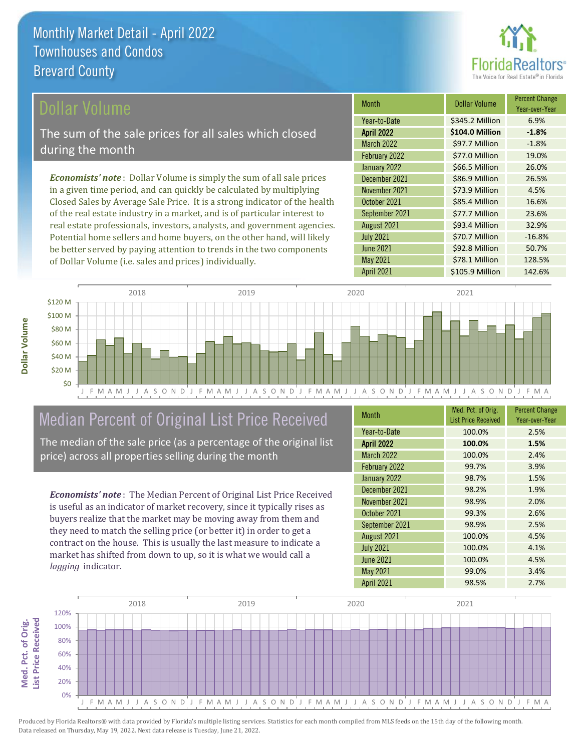# Monthly Market Detail - April 2022
## Townhouses and Condos
## Brevard County

## Dollar Volume

The sum of the sale prices for all sales which closed during the month

***Economists' note***: Dollar Volume is simply the sum of all sale prices in a given time period, and can quickly be calculated by multiplying Closed Sales by Average Sale Price. It is a strong indicator of the health of the real estate industry in a market, and is of particular interest to real estate professionals, investors, analysts, and government agencies. Potential home sellers and home buyers, on the other hand, will likely be better served by paying attention to trends in the two components of Dollar Volume (i.e. sales and prices) individually.

| Month | Dollar Volume | Percent Change Year-over-Year |
|---|---|---|
| Year-to-Date | $345.2 Million | 6.9% |
| **April 2022** | **$104.0 Million** | **-1.8%** |
| March 2022 | $97.7 Million | -1.8% |
| February 2022 | $77.0 Million | 19.0% |
| January 2022 | $66.5 Million | 26.0% |
| December 2021 | $86.9 Million | 26.5% |
| November 2021 | $73.9 Million | 4.5% |
| October 2021 | $85.4 Million | 16.6% |
| September 2021 | $77.7 Million | 23.6% |
| August 2021 | $93.4 Million | 32.9% |
| July 2021 | $70.7 Million | -16.8% |
| June 2021 | $92.8 Million | 50.7% |
| May 2021 | $78.1 Million | 128.5% |
| April 2021 | $105.9 Million | 142.6% |

## Median Percent of Original List Price Received

The median of the sale price (as a percentage of the original list price) across all properties selling during the month

***Economists' note***: The Median Percent of Original List Price Received is useful as an indicator of market recovery, since it typically rises as buyers realize that the market may be moving away from them and they need to match the selling price (or better it) in order to get a contract on the house. This is usually the last measure to indicate a market has shifted from down to up, so it is what we would call a *lagging* indicator.

| Month | Med. Pct. of Orig. List Price Received | Percent Change Year-over-Year |
|---|---|---|
| Year-to-Date | 100.0% | 2.5% |
| **April 2022** | **100.0%** | **1.5%** |
| March 2022 | 100.0% | 2.4% |
| February 2022 | 99.7% | 3.9% |
| January 2022 | 98.7% | 1.5% |
| December 2021 | 98.2% | 1.9% |
| November 2021 | 98.9% | 2.0% |
| October 2021 | 99.3% | 2.6% |
| September 2021 | 98.9% | 2.5% |
| August 2021 | 100.0% | 4.5% |
| July 2021 | 100.0% | 4.1% |
| June 2021 | 100.0% | 4.5% |
| May 2021 | 99.0% | 3.4% |
| April 2021 | 98.5% | 2.7% |

Produced by Florida Realtors® with data provided by Florida's multiple listing services. Statistics for each month compiled from MLS feeds on the 15th day of the following month. Data released on Thursday, May 19, 2022. Next data release is Tuesday, June 21, 2022.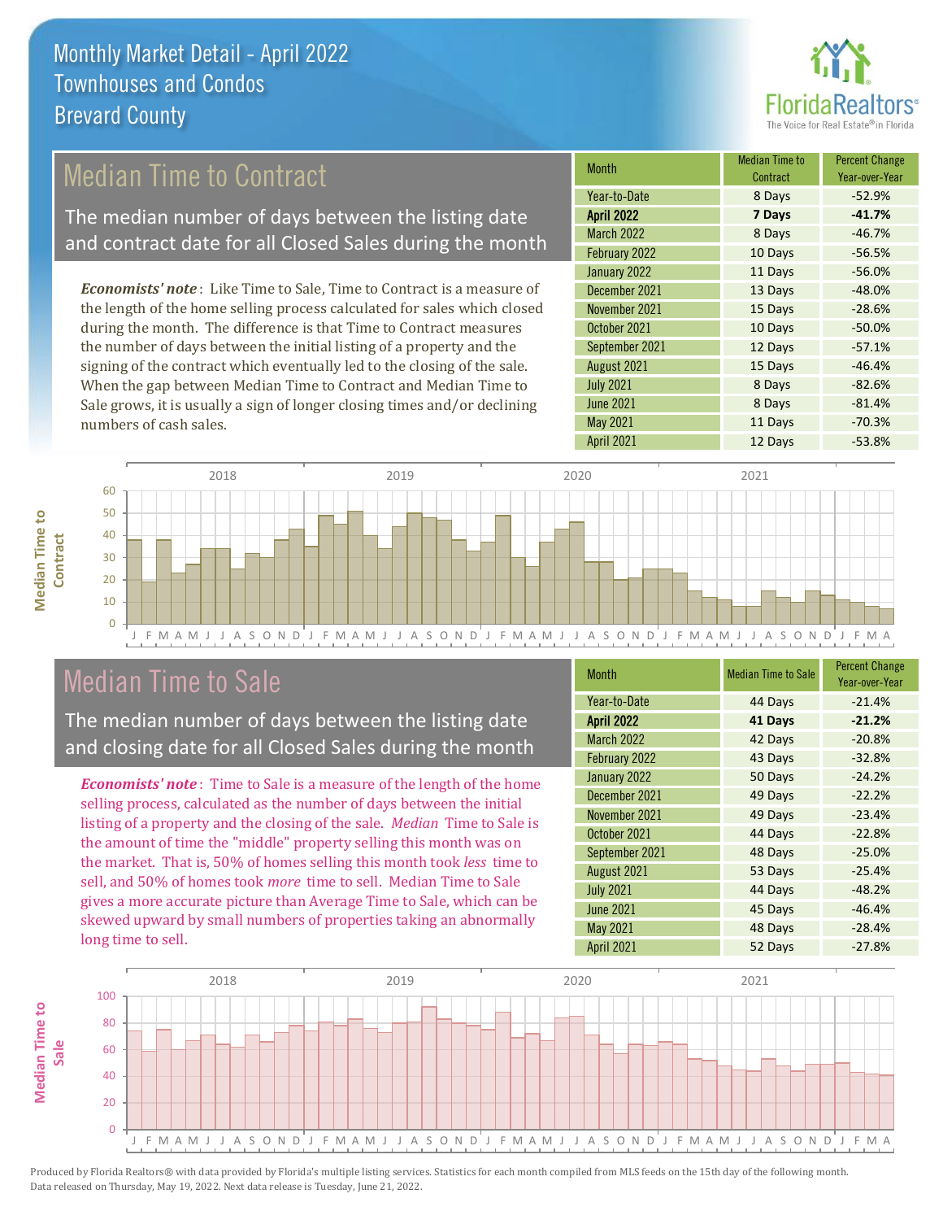Monthly Market Detail - April 2022
Townhouses and Condos
Brevard County

## Median Time to Contract

The median number of days between the listing date and contract date for all Closed Sales during the month

*Economists' note*: Like Time to Sale, Time to Contract is a measure of the length of the home selling process calculated for sales which closed during the month. The difference is that Time to Contract measures the number of days between the initial listing of a property and the signing of the contract which eventually led to the closing of the sale. When the gap between Median Time to Contract and Median Time to Sale grows, it is usually a sign of longer closing times and/or declining numbers of cash sales.

| Month | Median Time to Contract | Percent Change Year-over-Year |
|---|---|---|
| Year-to-Date | 8 Days | -52.9% |
| **April 2022** | **7 Days** | **-41.7%** |
| March 2022 | 8 Days | -46.7% |
| February 2022 | 10 Days | -56.5% |
| January 2022 | 11 Days | -56.0% |
| December 2021 | 13 Days | -48.0% |
| November 2021 | 15 Days | -28.6% |
| October 2021 | 10 Days | -50.0% |
| September 2021 | 12 Days | -57.1% |
| August 2021 | 15 Days | -46.4% |
| July 2021 | 8 Days | -82.6% |
| June 2021 | 8 Days | -81.4% |
| May 2021 | 11 Days | -70.3% |
| April 2021 | 12 Days | -53.8% |

## Median Time to Sale

The median number of days between the listing date and closing date for all Closed Sales during the month

*Economists' note*: Time to Sale is a measure of the length of the home selling process, calculated as the number of days between the initial listing of a property and the closing of the sale. *Median* Time to Sale is the amount of time the "middle" property selling this month was on the market. That is, 50% of homes selling this month took *less* time to sell, and 50% of homes took *more* time to sell. Median Time to Sale gives a more accurate picture than Average Time to Sale, which can be skewed upward by small numbers of properties taking an abnormally long time to sell.

| Month | Median Time to Sale | Percent Change Year-over-Year |
|---|---|---|
| Year-to-Date | 44 Days | -21.4% |
| **April 2022** | **41 Days** | **-21.2%** |
| March 2022 | 42 Days | -20.8% |
| February 2022 | 43 Days | -32.8% |
| January 2022 | 50 Days | -24.2% |
| December 2021 | 49 Days | -22.2% |
| November 2021 | 49 Days | -23.4% |
| October 2021 | 44 Days | -22.8% |
| September 2021 | 48 Days | -25.0% |
| August 2021 | 53 Days | -25.4% |
| July 2021 | 44 Days | -48.2% |
| June 2021 | 45 Days | -46.4% |
| May 2021 | 48 Days | -28.4% |
| April 2021 | 52 Days | -27.8% |

Produced by Florida Realtors® with data provided by Florida's multiple listing services. Statistics for each month compiled from MLS feeds on the 15th day of the following month. Data released on Thursday, May 19, 2022. Next data release is Tuesday, June 21, 2022.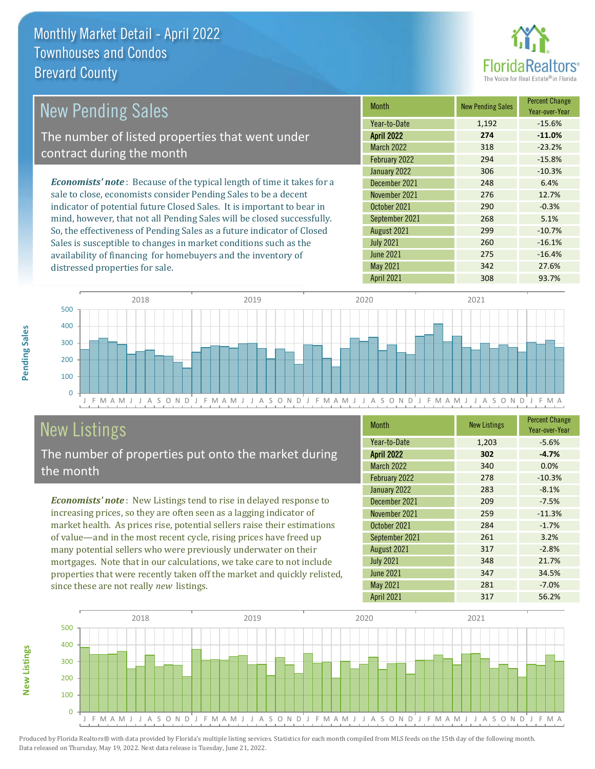# Monthly Market Detail - April 2022
## Townhouses and Condos
## Brevard County

## New Pending Sales

The number of listed properties that went under contract during the month

*Economists' note*: Because of the typical length of time it takes for a sale to close, economists consider Pending Sales to be a decent indicator of potential future Closed Sales. It is important to bear in mind, however, that not all Pending Sales will be closed successfully. So, the effectiveness of Pending Sales as a future indicator of Closed Sales is susceptible to changes in market conditions such as the availability of financing for homebuyers and the inventory of distressed properties for sale.

| Month | New Pending Sales | Percent Change Year-over-Year |
|---|---|---|
| Year-to-Date | 1,192 | -15.6% |
| **April 2022** | **274** | **-11.0%** |
| March 2022 | 318 | -23.2% |
| February 2022 | 294 | -15.8% |
| January 2022 | 306 | -10.3% |
| December 2021 | 248 | 6.4% |
| November 2021 | 276 | 12.7% |
| October 2021 | 290 | -0.3% |
| September 2021 | 268 | 5.1% |
| August 2021 | 299 | -10.7% |
| July 2021 | 260 | -16.1% |
| June 2021 | 275 | -16.4% |
| May 2021 | 342 | 27.6% |
| April 2021 | 308 | 93.7% |

## New Listings

The number of properties put onto the market during the month

*Economists' note*: New Listings tend to rise in delayed response to increasing prices, so they are often seen as a lagging indicator of market health. As prices rise, potential sellers raise their estimations of value—and in the most recent cycle, rising prices have freed up many potential sellers who were previously underwater on their mortgages. Note that in our calculations, we take care to not include properties that were recently taken off the market and quickly relisted, since these are not really *new* listings.

| Month | New Listings | Percent Change Year-over-Year |
|---|---|---|
| Year-to-Date | 1,203 | -5.6% |
| **April 2022** | **302** | **-4.7%** |
| March 2022 | 340 | 0.0% |
| February 2022 | 278 | -10.3% |
| January 2022 | 283 | -8.1% |
| December 2021 | 209 | -7.5% |
| November 2021 | 259 | -11.3% |
| October 2021 | 284 | -1.7% |
| September 2021 | 261 | 3.2% |
| August 2021 | 317 | -2.8% |
| July 2021 | 348 | 21.7% |
| June 2021 | 347 | 34.5% |
| May 2021 | 281 | -7.0% |
| April 2021 | 317 | 56.2% |

Produced by Florida Realtors® with data provided by Florida's multiple listing services. Statistics for each month compiled from MLS feeds on the 15th day of the following month. Data released on Thursday, May 19, 2022. Next data release is Tuesday, June 21, 2022.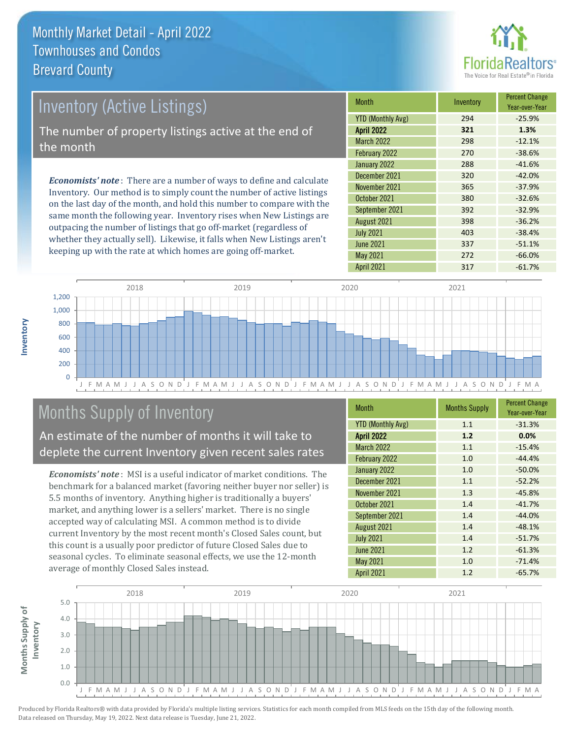# Monthly Market Detail - April 2022
## Townhouses and Condos
## Brevard County

## Inventory (Active Listings)

The number of property listings active at the end of the month

***Economists' note***: There are a number of ways to define and calculate Inventory. Our method is to simply count the number of active listings on the last day of the month, and hold this number to compare with the same month the following year. Inventory rises when New Listings are outpacing the number of listings that go off-market (regardless of whether they actually sell). Likewise, it falls when New Listings aren't keeping up with the rate at which homes are going off-market.

| Month | Inventory | Percent Change Year-over-Year |
|---|---|---|
| YTD (Monthly Avg) | 294 | -25.9% |
| **April 2022** | **321** | **1.3%** |
| March 2022 | 298 | -12.1% |
| February 2022 | 270 | -38.6% |
| January 2022 | 288 | -41.6% |
| December 2021 | 320 | -42.0% |
| November 2021 | 365 | -37.9% |
| October 2021 | 380 | -32.6% |
| September 2021 | 392 | -32.9% |
| August 2021 | 398 | -36.2% |
| July 2021 | 403 | -38.4% |
| June 2021 | 337 | -51.1% |
| May 2021 | 272 | -66.0% |
| April 2021 | 317 | -61.7% |

## Months Supply of Inventory

An estimate of the number of months it will take to deplete the current Inventory given recent sales rates

***Economists' note***: MSI is a useful indicator of market conditions. The benchmark for a balanced market (favoring neither buyer nor seller) is 5.5 months of inventory. Anything higher is traditionally a buyers' market, and anything lower is a sellers' market. There is no single accepted way of calculating MSI. A common method is to divide current Inventory by the most recent month's Closed Sales count, but this count is a usually poor predictor of future Closed Sales due to seasonal cycles. To eliminate seasonal effects, we use the 12-month average of monthly Closed Sales instead.

| Month | Months Supply | Percent Change Year-over-Year |
|---|---|---|
| YTD (Monthly Avg) | 1.1 | -31.3% |
| **April 2022** | **1.2** | **0.0%** |
| March 2022 | 1.1 | -15.4% |
| February 2022 | 1.0 | -44.4% |
| January 2022 | 1.0 | -50.0% |
| December 2021 | 1.1 | -52.2% |
| November 2021 | 1.3 | -45.8% |
| October 2021 | 1.4 | -41.7% |
| September 2021 | 1.4 | -44.0% |
| August 2021 | 1.4 | -48.1% |
| July 2021 | 1.4 | -51.7% |
| June 2021 | 1.2 | -61.3% |
| May 2021 | 1.0 | -71.4% |
| April 2021 | 1.2 | -65.7% |

Produced by Florida Realtors® with data provided by Florida's multiple listing services. Statistics for each month compiled from MLS feeds on the 15th day of the following month. Data released on Thursday, May 19, 2022. Next data release is Tuesday, June 21, 2022.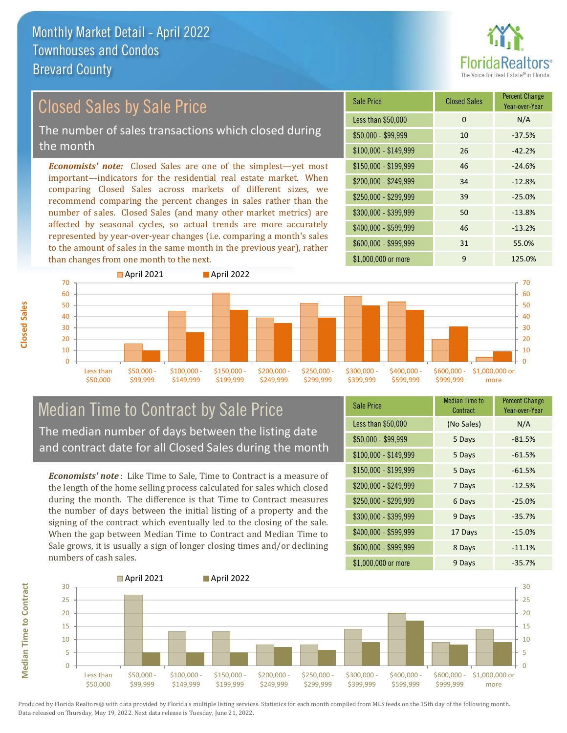# Monthly Market Detail - April 2022
## Townhouses and Condos
## Brevard County

## Closed Sales by Sale Price

The number of sales transactions which closed during the month

***Economists' note:*** Closed Sales are one of the simplest—yet most important—indicators for the residential real estate market. When comparing Closed Sales across markets of different sizes, we recommend comparing the percent changes in sales rather than the number of sales. Closed Sales (and many other market metrics) are affected by seasonal cycles, so actual trends are more accurately represented by year-over-year changes (i.e. comparing a month's sales to the amount of sales in the same month in the previous year), rather than changes from one month to the next.

| Sale Price | Closed Sales | Percent Change Year-over-Year |
|---|---|---|
| Less than $50,000 | 0 | N/A |
| $50,000 - $99,999 | 10 | -37.5% |
| $100,000 - $149,999 | 26 | -42.2% |
| $150,000 - $199,999 | 46 | -24.6% |
| $200,000 - $249,999 | 34 | -12.8% |
| $250,000 - $299,999 | 39 | -25.0% |
| $300,000 - $399,999 | 50 | -13.8% |
| $400,000 - $599,999 | 46 | -13.2% |
| $600,000 - $999,999 | 31 | 55.0% |
| $1,000,000 or more | 9 | 125.0% |

## Median Time to Contract by Sale Price

The median number of days between the listing date and contract date for all Closed Sales during the month

***Economists' note***: Like Time to Sale, Time to Contract is a measure of the length of the home selling process calculated for sales which closed during the month. The difference is that Time to Contract measures the number of days between the initial listing of a property and the signing of the contract which eventually led to the closing of the sale. When the gap between Median Time to Contract and Median Time to Sale grows, it is usually a sign of longer closing times and/or declining numbers of cash sales.

| Sale Price | Median Time to Contract | Percent Change Year-over-Year |
|---|---|---|
| Less than $50,000 | (No Sales) | N/A |
| $50,000 - $99,999 | 5 Days | -81.5% |
| $100,000 - $149,999 | 5 Days | -61.5% |
| $150,000 - $199,999 | 5 Days | -61.5% |
| $200,000 - $249,999 | 7 Days | -12.5% |
| $250,000 - $299,999 | 6 Days | -25.0% |
| $300,000 - $399,999 | 9 Days | -35.7% |
| $400,000 - $599,999 | 17 Days | -15.0% |
| $600,000 - $999,999 | 8 Days | -11.1% |
| $1,000,000 or more | 9 Days | -35.7% |

Produced by Florida Realtors® with data provided by Florida's multiple listing services. Statistics for each month compiled from MLS feeds on the 15th day of the following month. Data released on Thursday, May 19, 2022. Next data release is Tuesday, June 21, 2022.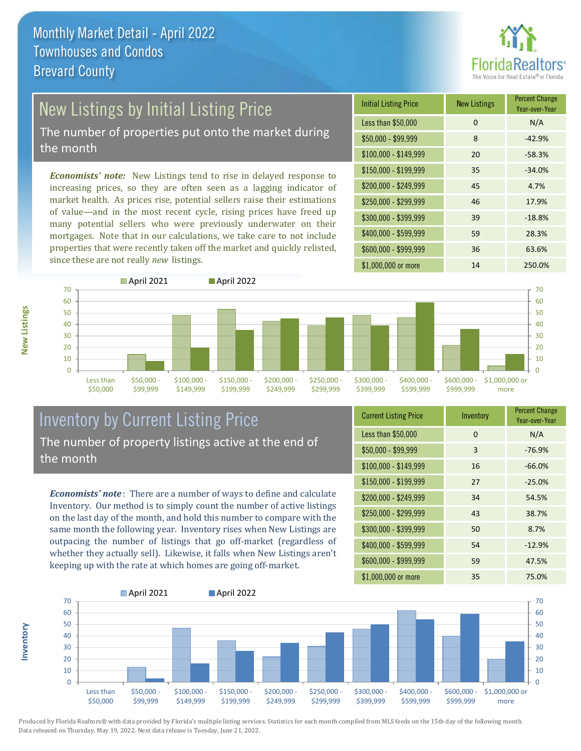# Monthly Market Detail - April 2022
## Townhouses and Condos
## Brevard County

## New Listings by Initial Listing Price

The number of properties put onto the market during the month

***Economists' note:*** New Listings tend to rise in delayed response to increasing prices, so they are often seen as a lagging indicator of market health. As prices rise, potential sellers raise their estimations of value—and in the most recent cycle, rising prices have freed up many potential sellers who were previously underwater on their mortgages. Note that in our calculations, we take care to not include properties that were recently taken off the market and quickly relisted, since these are not really *new* listings.

| Initial Listing Price | New Listings | Percent Change Year-over-Year |
|---|---|---|
| Less than $50,000 | 0 | N/A |
| $50,000 - $99,999 | 8 | -42.9% |
| $100,000 - $149,999 | 20 | -58.3% |
| $150,000 - $199,999 | 35 | -34.0% |
| $200,000 - $249,999 | 45 | 4.7% |
| $250,000 - $299,999 | 46 | 17.9% |
| $300,000 - $399,999 | 39 | -18.8% |
| $400,000 - $599,999 | 59 | 28.3% |
| $600,000 - $999,999 | 36 | 63.6% |
| $1,000,000 or more | 14 | 250.0% |

## Inventory by Current Listing Price

The number of property listings active at the end of the month

***Economists' note*** : There are a number of ways to define and calculate Inventory. Our method is to simply count the number of active listings on the last day of the month, and hold this number to compare with the same month the following year. Inventory rises when New Listings are outpacing the number of listings that go off-market (regardless of whether they actually sell). Likewise, it falls when New Listings aren't keeping up with the rate at which homes are going off-market.

| Current Listing Price | Inventory | Percent Change Year-over-Year |
|---|---|---|
| Less than $50,000 | 0 | N/A |
| $50,000 - $99,999 | 3 | -76.9% |
| $100,000 - $149,999 | 16 | -66.0% |
| $150,000 - $199,999 | 27 | -25.0% |
| $200,000 - $249,999 | 34 | 54.5% |
| $250,000 - $299,999 | 43 | 38.7% |
| $300,000 - $399,999 | 50 | 8.7% |
| $400,000 - $599,999 | 54 | -12.9% |
| $600,000 - $999,999 | 59 | 47.5% |
| $1,000,000 or more | 35 | 75.0% |

Produced by Florida Realtors® with data provided by Florida's multiple listing services. Statistics for each month compiled from MLS feeds on the 15th day of the following month. Data released on Thursday, May 19, 2022. Next data release is Tuesday, June 21, 2022.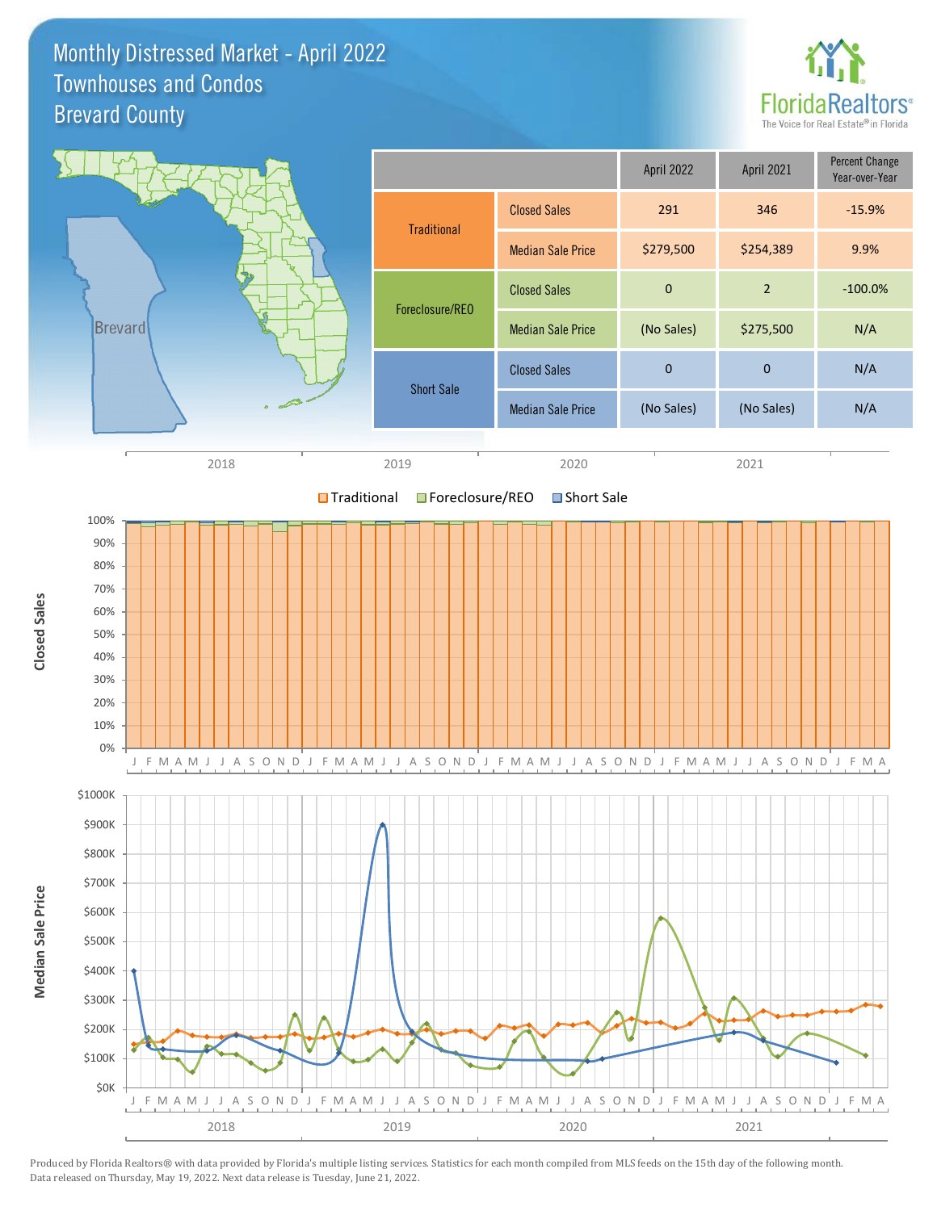# Monthly Distressed Market - April 2022
## Townhouses and Condos
## Brevard County

FloridaRealtors®
The Voice for Real Estate® in Florida

Brevard

| | | April 2022 | April 2021 | Percent Change Year-over-Year |
|---|---|---|---|---|
| Traditional | Closed Sales | 291 | 346 | -15.9% |
| | Median Sale Price | $279,500 | $254,389 | 9.9% |
| Foreclosure/REO | Closed Sales | 0 | 2 | -100.0% |
| | Median Sale Price | (No Sales) | $275,500 | N/A |
| Short Sale | Closed Sales | 0 | 0 | N/A |
| | Median Sale Price | (No Sales) | (No Sales) | N/A |

2018 2019 2020 2021

Traditional  Foreclosure/REO  Short Sale

Closed Sales

100% 90% 80% 70% 60% 50% 40% 30% 20% 10% 0%

J F M A M J J A S O N D J F M A M J J A S O N D J F M A M J J A S O N D J F M A M J J A S O N D J F M A

Median Sale Price

$1000K $900K $800K $700K $600K $500K $400K $300K $200K $100K $0K

J F M A M J J A S O N D J F M A M J J A S O N D J F M A M J J A S O N D J F M A M J J A S O N D J F M A

2018 2019 2020 2021

Produced by Florida Realtors® with data provided by Florida's multiple listing services. Statistics for each month compiled from MLS feeds on the 15th day of the following month.
Data released on Thursday, May 19, 2022. Next data release is Tuesday, June 21, 2022.